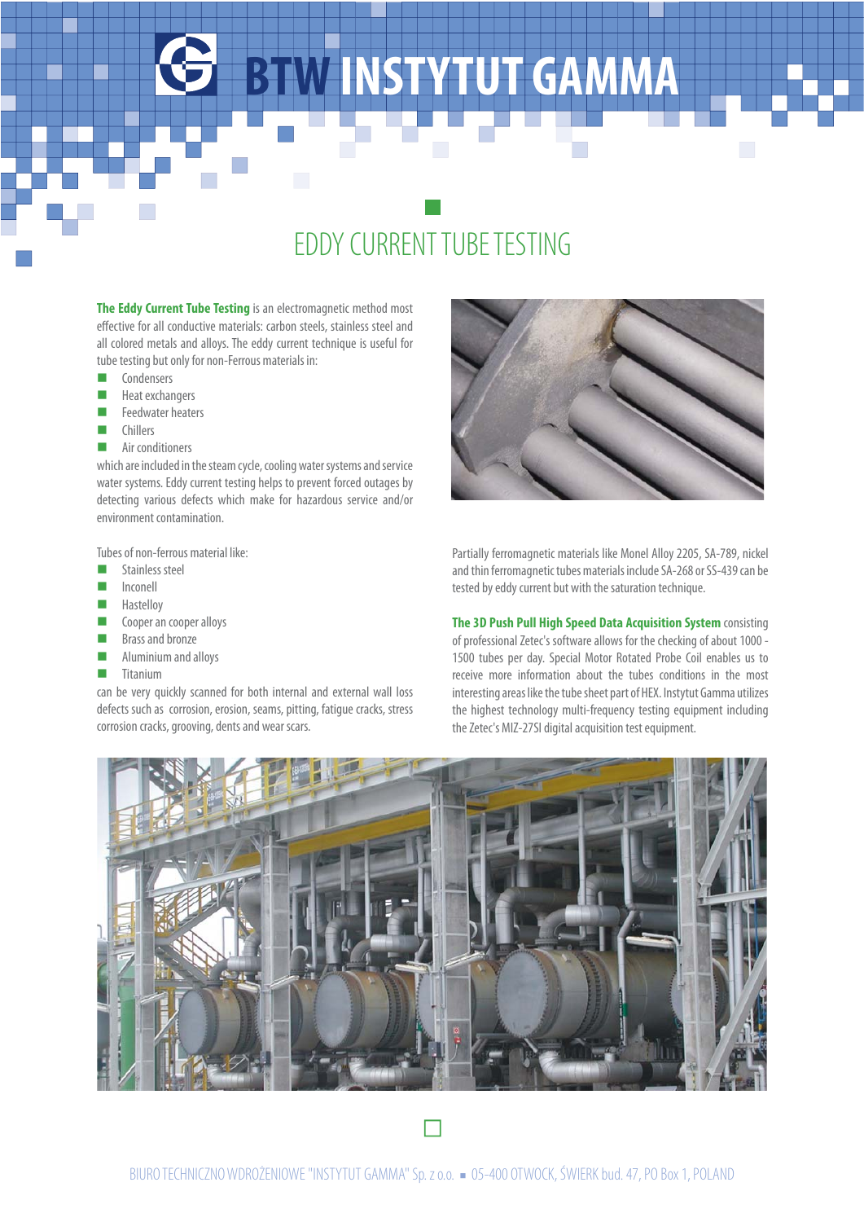# BTW INSTYTUT GAMMA

## EDDY CURRENT TUBE TESTING

**The Eddy Current Tube Testing** is an electromagnetic method most effective for all conductive materials: carbon steels, stainless steel and all colored metals and alloys. The eddy current technique is useful for tube testing but only for non-Ferrous materials in:

- Condensers
- Heat exchangers
- Feedwater heaters
- Chillers
- Air conditioners

which are included in the steam cycle, cooling water systems and service water systems. Eddy current testing helps to prevent forced outages by detecting various defects which make for hazardous service and/or environment contamination.

Tubes of non-ferrous material like:

- Stainless steel
- Inconell
- Hastelloy
- Cooper an cooper alloys
- Brass and bronze
- Aluminium and alloys
- Titanium

can be very quickly scanned for both internal and external wall loss defects such as corrosion, erosion, seams, pitting, fatigue cracks, stress corrosion cracks, grooving, dents and wear scars.

Partially ferromagnetic materials like Monel Alloy 2205, SA-789, nickel and thin ferromagnetic tubes materials include SA-268 or SS-439 can be tested by eddy current but with the saturation technique.

**The 3D Push Pull High Speed Data Acquisition System** consisting of professional Zetec's software allows for the checking of about 1000 - 1500 tubes per day. Special Motor Rotated Probe Coil enables us to receive more information about the tubes conditions in the most interesting areas like the tube sheet part of HEX. Instytut Gamma utilizes the highest technology multi-frequency testing equipment including the Zetec's MIZ-27SI digital acquisition test equipment.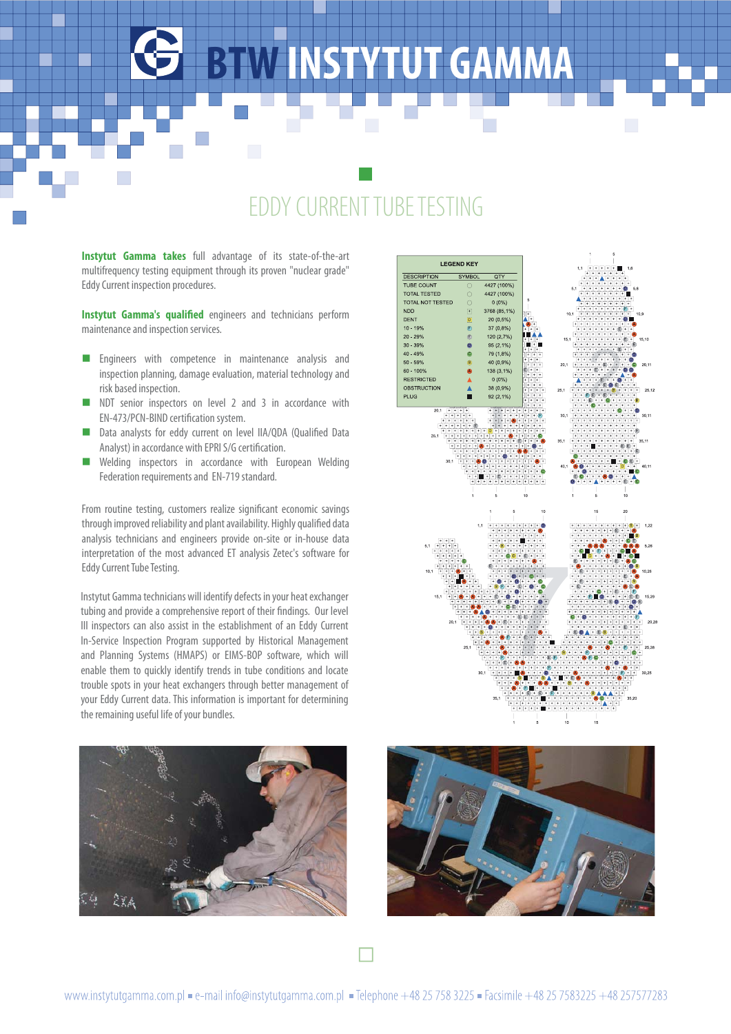# BTW INSTYTUT GAMMA

## EDDY CURRENT TUBE TESTING

**Instytut Gamma takes** full advantage of its state-of-the-art multifrequency testing equipment through its proven "nuclear grade" Eddy Current inspection procedures.

**Instytut Gamma's qualified** engineers and technicians perform maintenance and inspection services.

- Engineers with competence in maintenance analysis and inspection planning, damage evaluation, material technology and risk based inspection.
- NDT senior inspectors on level 2 and 3 in accordance with EN-473/PCN-BIND certification system.
- Data analysts for eddy current on level IIA/QDA (Qualified Data Analyst) in accordance with EPRI S/G certification.
- Welding inspectors in accordance with European Welding Federation requirements and EN-719 standard.

From routine testing, customers realize significant economic savings through improved reliability and plant availability. Highly qualified data analysis technicians and engineers provide on-site or in-house data interpretation of the most advanced ET analysis Zetec's software for Eddy Current Tube Testing.

Instytut Gamma technicians will identify defects in your heat exchanger tubing and provide a comprehensive report of their findings. Our level III inspectors can also assist in the establishment of an Eddy Current In-Service Inspection Program supported by Historical Management and Planning Systems (HMAPS) or EIMS-BOP software, which will enable them to quickly identify trends in tube conditions and locate trouble spots in your heat exchangers through better management of your Eddy Current data. This information is important for determining the remaining useful life of your bundles.

LEGEND KEY

| DESCRIPTION | SYMBOL | QTY |
|---|---|---|
| TUBE COUNT | ○ | 4427 (100%) |
| TOTAL TESTED | ○ | 4427 (100%) |
| TOTAL NOT TESTED | ○ | 0 (0%) |
| NDD | + | 3768 (85,1%) |
| DENT | D | 20 (0,5%) |
| 10 - 19% | F | 37 (0,8%) |
| 20 - 29% | E | 120 (2,7%) |
| 30 - 39% | D | 95 (2,1%) |
| 40 - 49% | C | 79 (1,8%) |
| 50 - 59% | B | 40 (0,9%) |
| 60 - 100% | A | 138 (3,1%) |
| RESTRICTED | ▲ | 0 (0%) |
| OBSTRUCTION | ▲ | 38 (0,9%) |
| PLUG | ■ | 92 (2,1%) |